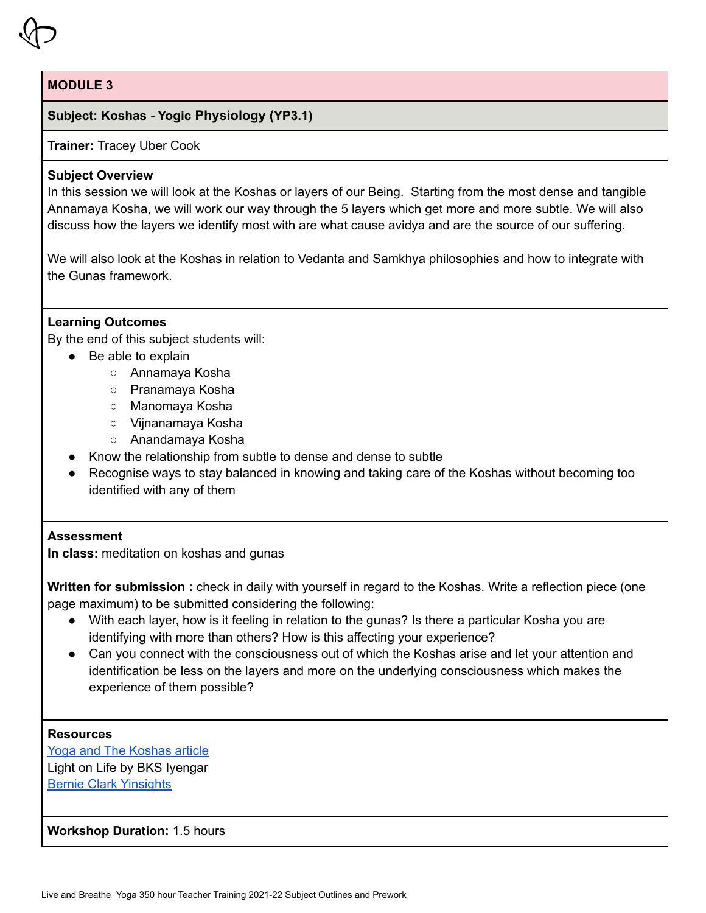## MODULE 3

### Subject: Koshas - Yogic Physiology (YP3.1)

**Trainer:** Tracey Uber Cook

**Subject Overview**

In this session we will look at the Koshas or layers of our Being. Starting from the most dense and tangible Annamaya Kosha, we will work our way through the 5 layers which get more and more subtle. We will also discuss how the layers we identify most with are what cause avidya and are the source of our suffering.

We will also look at the Koshas in relation to Vedanta and Samkhya philosophies and how to integrate with the Gunas framework.

**Learning Outcomes**

By the end of this subject students will:

- Be able to explain
  - Annamaya Kosha
  - Pranamaya Kosha
  - Manomaya Kosha
  - Vijnanamaya Kosha
  - Anandamaya Kosha
- Know the relationship from subtle to dense and dense to subtle
- Recognise ways to stay balanced in knowing and taking care of the Koshas without becoming too identified with any of them

**Assessment**

**In class:** meditation on koshas and gunas

**Written for submission :** check in daily with yourself in regard to the Koshas. Write a reflection piece (one page maximum) to be submitted considering the following:

- With each layer, how is it feeling in relation to the gunas? Is there a particular Kosha you are identifying with more than others? How is this affecting your experience?
- Can you connect with the consciousness out of which the Koshas arise and let your attention and identification be less on the layers and more on the underlying consciousness which makes the experience of them possible?

**Resources**

Yoga and The Koshas article

Light on Life by BKS Iyengar

Bernie Clark Yinsights

**Workshop Duration:** 1.5 hours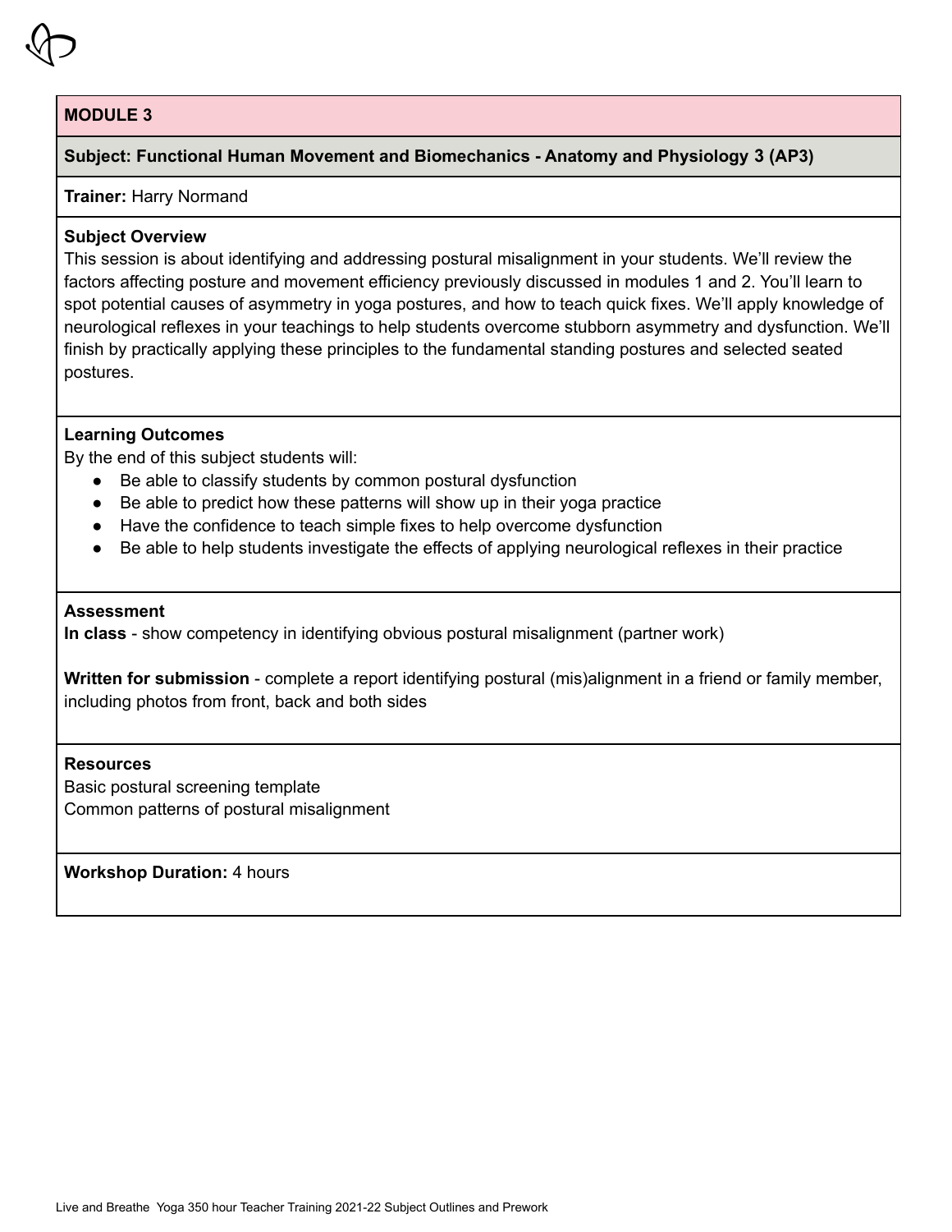## MODULE 3

### Subject: Functional Human Movement and Biomechanics - Anatomy and Physiology 3 (AP3)

**Trainer:** Harry Normand

**Subject Overview**

This session is about identifying and addressing postural misalignment in your students. We'll review the factors affecting posture and movement efficiency previously discussed in modules 1 and 2. You'll learn to spot potential causes of asymmetry in yoga postures, and how to teach quick fixes. We'll apply knowledge of neurological reflexes in your teachings to help students overcome stubborn asymmetry and dysfunction. We'll finish by practically applying these principles to the fundamental standing postures and selected seated postures.

**Learning Outcomes**

By the end of this subject students will:

- Be able to classify students by common postural dysfunction
- Be able to predict how these patterns will show up in their yoga practice
- Have the confidence to teach simple fixes to help overcome dysfunction
- Be able to help students investigate the effects of applying neurological reflexes in their practice

**Assessment**

**In class** - show competency in identifying obvious postural misalignment (partner work)

**Written for submission** - complete a report identifying postural (mis)alignment in a friend or family member, including photos from front, back and both sides

**Resources**

Basic postural screening template
Common patterns of postural misalignment

**Workshop Duration:** 4 hours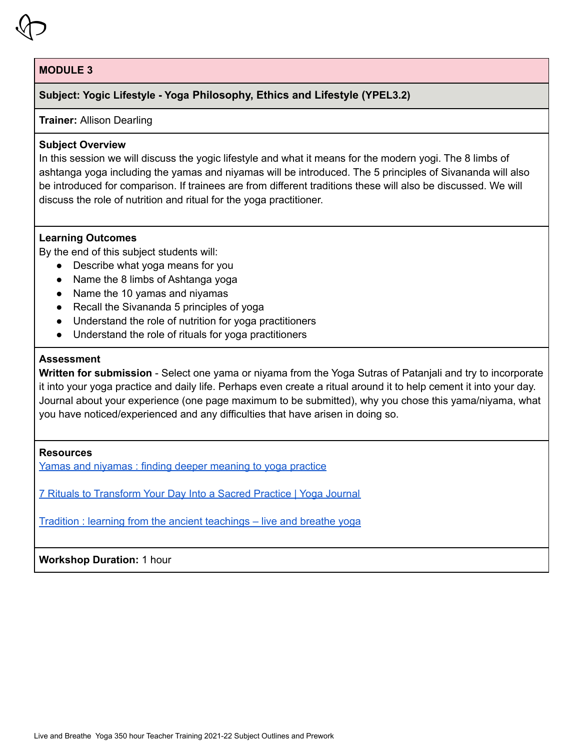## MODULE 3

**Subject: Yogic Lifestyle - Yoga Philosophy, Ethics and Lifestyle (YPEL3.2)**

**Trainer:** Allison Dearling

**Subject Overview**

In this session we will discuss the yogic lifestyle and what it means for the modern yogi. The 8 limbs of ashtanga yoga including the yamas and niyamas will be introduced. The 5 principles of Sivananda will also be introduced for comparison. If trainees are from different traditions these will also be discussed. We will discuss the role of nutrition and ritual for the yoga practitioner.

**Learning Outcomes**

By the end of this subject students will:

- Describe what yoga means for you
- Name the 8 limbs of Ashtanga yoga
- Name the 10 yamas and niyamas
- Recall the Sivananda 5 principles of yoga
- Understand the role of nutrition for yoga practitioners
- Understand the role of rituals for yoga practitioners

**Assessment**

**Written for submission** - Select one yama or niyama from the Yoga Sutras of Patanjali and try to incorporate it into your yoga practice and daily life. Perhaps even create a ritual around it to help cement it into your day. Journal about your experience (one page maximum to be submitted), why you chose this yama/niyama, what you have noticed/experienced and any difficulties that have arisen in doing so.

**Resources**

Yamas and niyamas : finding deeper meaning to yoga practice

7 Rituals to Transform Your Day Into a Sacred Practice | Yoga Journal

Tradition : learning from the ancient teachings – live and breathe yoga

**Workshop Duration:** 1 hour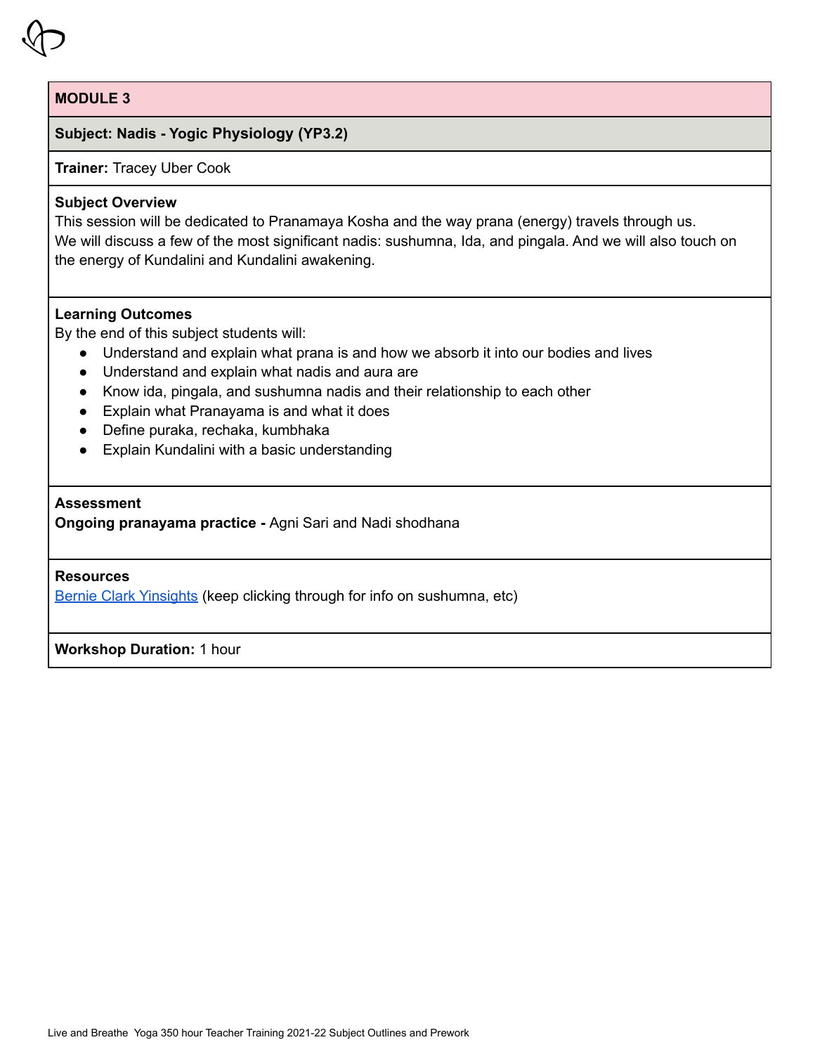## MODULE 3

**Subject: Nadis - Yogic Physiology (YP3.2)**

**Trainer:** Tracey Uber Cook

**Subject Overview**
This session will be dedicated to Pranamaya Kosha and the way prana (energy) travels through us.
We will discuss a few of the most significant nadis: sushumna, Ida, and pingala. And we will also touch on the energy of Kundalini and Kundalini awakening.

**Learning Outcomes**
By the end of this subject students will:

- Understand and explain what prana is and how we absorb it into our bodies and lives
- Understand and explain what nadis and aura are
- Know ida, pingala, and sushumna nadis and their relationship to each other
- Explain what Pranayama is and what it does
- Define puraka, rechaka, kumbhaka
- Explain Kundalini with a basic understanding

**Assessment**
**Ongoing pranayama practice -** Agni Sari and Nadi shodhana

**Resources**
Bernie Clark Yinsights (keep clicking through for info on sushumna, etc)

**Workshop Duration:** 1 hour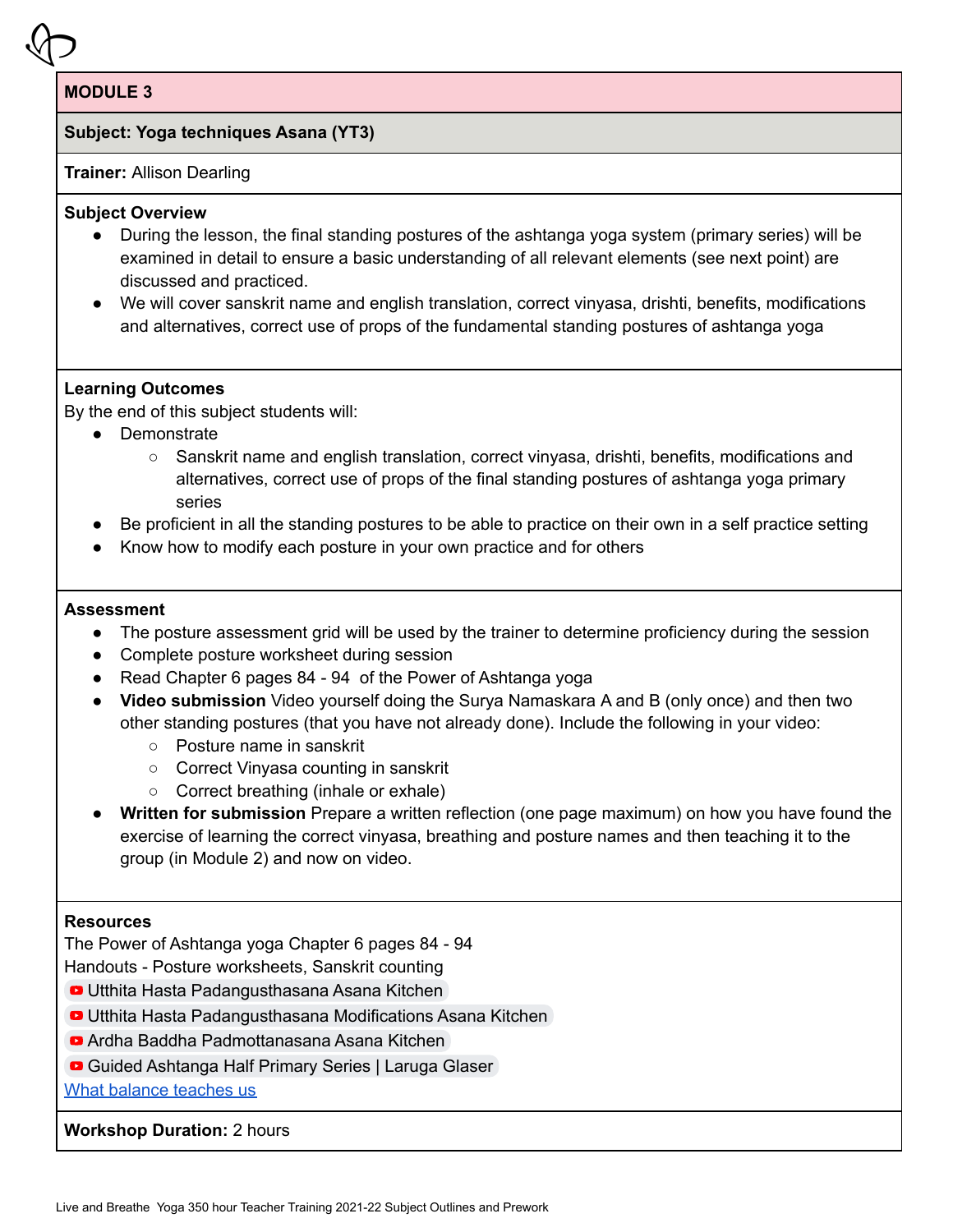## MODULE 3

**Subject: Yoga techniques Asana (YT3)**

**Trainer:** Allison Dearling

**Subject Overview**

- During the lesson, the final standing postures of the ashtanga yoga system (primary series) will be examined in detail to ensure a basic understanding of all relevant elements (see next point) are discussed and practiced.
- We will cover sanskrit name and english translation, correct vinyasa, drishti, benefits, modifications and alternatives, correct use of props of the fundamental standing postures of ashtanga yoga

**Learning Outcomes**

By the end of this subject students will:

- Demonstrate
  - Sanskrit name and english translation, correct vinyasa, drishti, benefits, modifications and alternatives, correct use of props of the final standing postures of ashtanga yoga primary series
- Be proficient in all the standing postures to be able to practice on their own in a self practice setting
- Know how to modify each posture in your own practice and for others

**Assessment**

- The posture assessment grid will be used by the trainer to determine proficiency during the session
- Complete posture worksheet during session
- Read Chapter 6 pages 84 - 94 of the Power of Ashtanga yoga
- **Video submission** Video yourself doing the Surya Namaskara A and B (only once) and then two other standing postures (that you have not already done). Include the following in your video:
  - Posture name in sanskrit
  - Correct Vinyasa counting in sanskrit
  - Correct breathing (inhale or exhale)
- **Written for submission** Prepare a written reflection (one page maximum) on how you have found the exercise of learning the correct vinyasa, breathing and posture names and then teaching it to the group (in Module 2) and now on video.

**Resources**

The Power of Ashtanga yoga Chapter 6 pages 84 - 94

Handouts - Posture worksheets, Sanskrit counting

Utthita Hasta Padangusthasana Asana Kitchen

Utthita Hasta Padangusthasana Modifications Asana Kitchen

Ardha Baddha Padmottanasana Asana Kitchen

Guided Ashtanga Half Primary Series | Laruga Glaser

What balance teaches us

**Workshop Duration:** 2 hours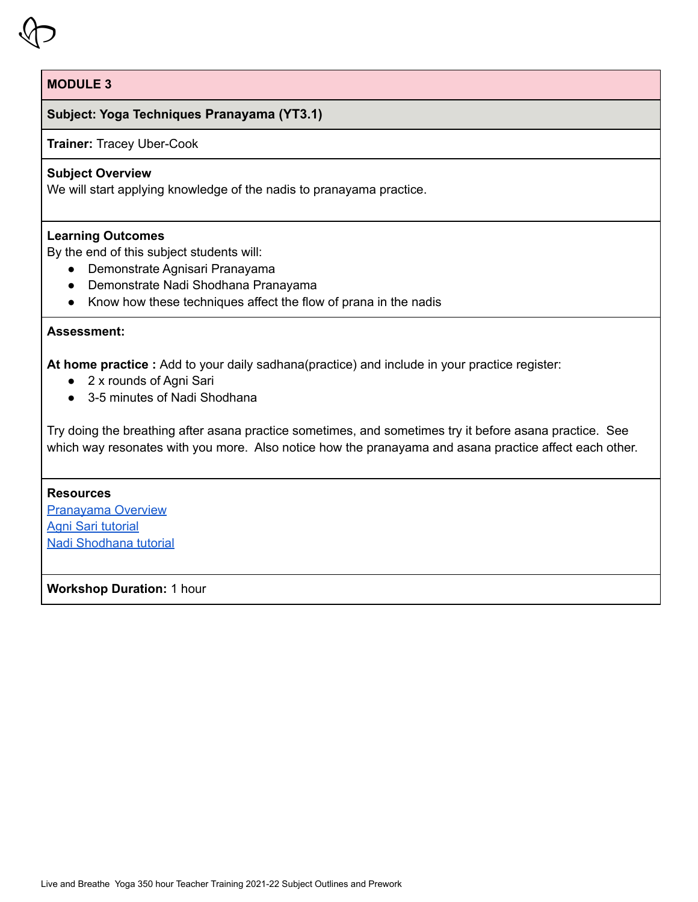## MODULE 3

**Subject: Yoga Techniques Pranayama (YT3.1)**

**Trainer:** Tracey Uber-Cook

**Subject Overview**

We will start applying knowledge of the nadis to pranayama practice.

**Learning Outcomes**

By the end of this subject students will:

- Demonstrate Agnisari Pranayama
- Demonstrate Nadi Shodhana Pranayama
- Know how these techniques affect the flow of prana in the nadis

**Assessment:**

**At home practice :** Add to your daily sadhana(practice) and include in your practice register:

- 2 x rounds of Agni Sari
- 3-5 minutes of Nadi Shodhana

Try doing the breathing after asana practice sometimes, and sometimes try it before asana practice. See which way resonates with you more. Also notice how the pranayama and asana practice affect each other.

**Resources**

Pranayama Overview

Agni Sari tutorial

Nadi Shodhana tutorial

**Workshop Duration:** 1 hour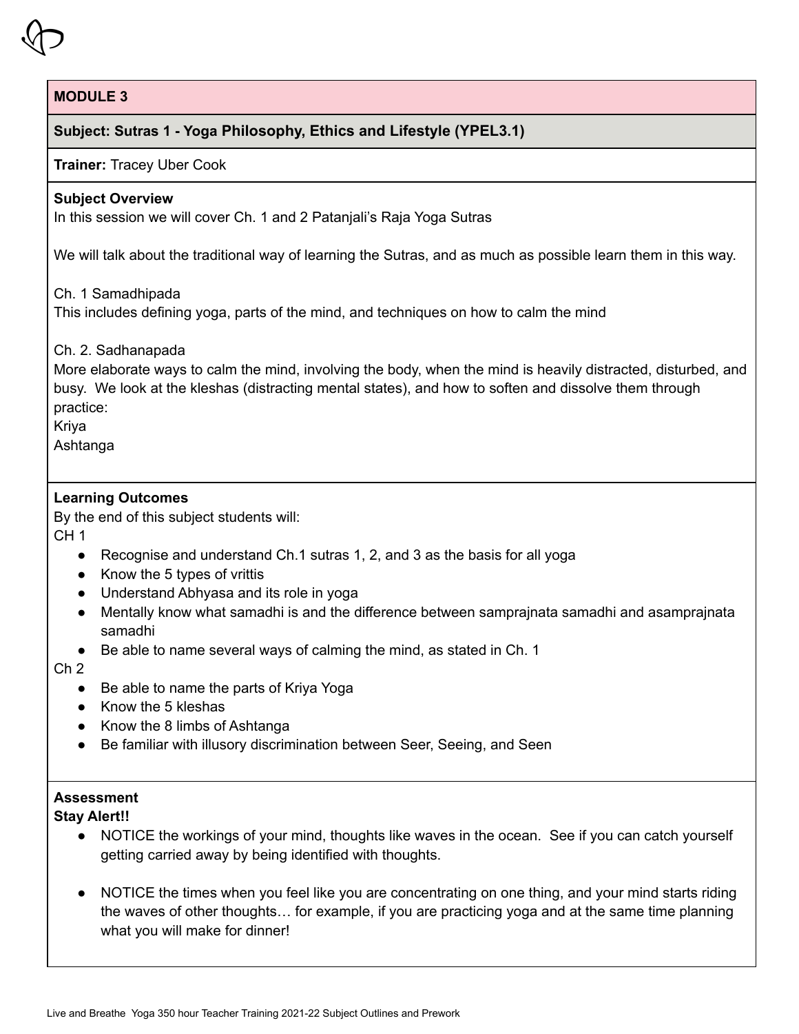## MODULE 3

### Subject: Sutras 1 - Yoga Philosophy, Ethics and Lifestyle (YPEL3.1)

**Trainer:** Tracey Uber Cook

**Subject Overview**

In this session we will cover Ch. 1 and 2 Patanjali's Raja Yoga Sutras

We will talk about the traditional way of learning the Sutras, and as much as possible learn them in this way.

Ch. 1 Samadhipada
This includes defining yoga, parts of the mind, and techniques on how to calm the mind

Ch. 2. Sadhanapada
More elaborate ways to calm the mind, involving the body, when the mind is heavily distracted, disturbed, and busy. We look at the kleshas (distracting mental states), and how to soften and dissolve them through practice:
Kriya
Ashtanga

**Learning Outcomes**

By the end of this subject students will:

CH 1

- Recognise and understand Ch.1 sutras 1, 2, and 3 as the basis for all yoga
- Know the 5 types of vrittis
- Understand Abhyasa and its role in yoga
- Mentally know what samadhi is and the difference between samprajnata samadhi and asamprajnata samadhi
- Be able to name several ways of calming the mind, as stated in Ch. 1

Ch 2

- Be able to name the parts of Kriya Yoga
- Know the 5 kleshas
- Know the 8 limbs of Ashtanga
- Be familiar with illusory discrimination between Seer, Seeing, and Seen

**Assessment**

**Stay Alert!!**

- NOTICE the workings of your mind, thoughts like waves in the ocean. See if you can catch yourself getting carried away by being identified with thoughts.

- NOTICE the times when you feel like you are concentrating on one thing, and your mind starts riding the waves of other thoughts… for example, if you are practicing yoga and at the same time planning what you will make for dinner!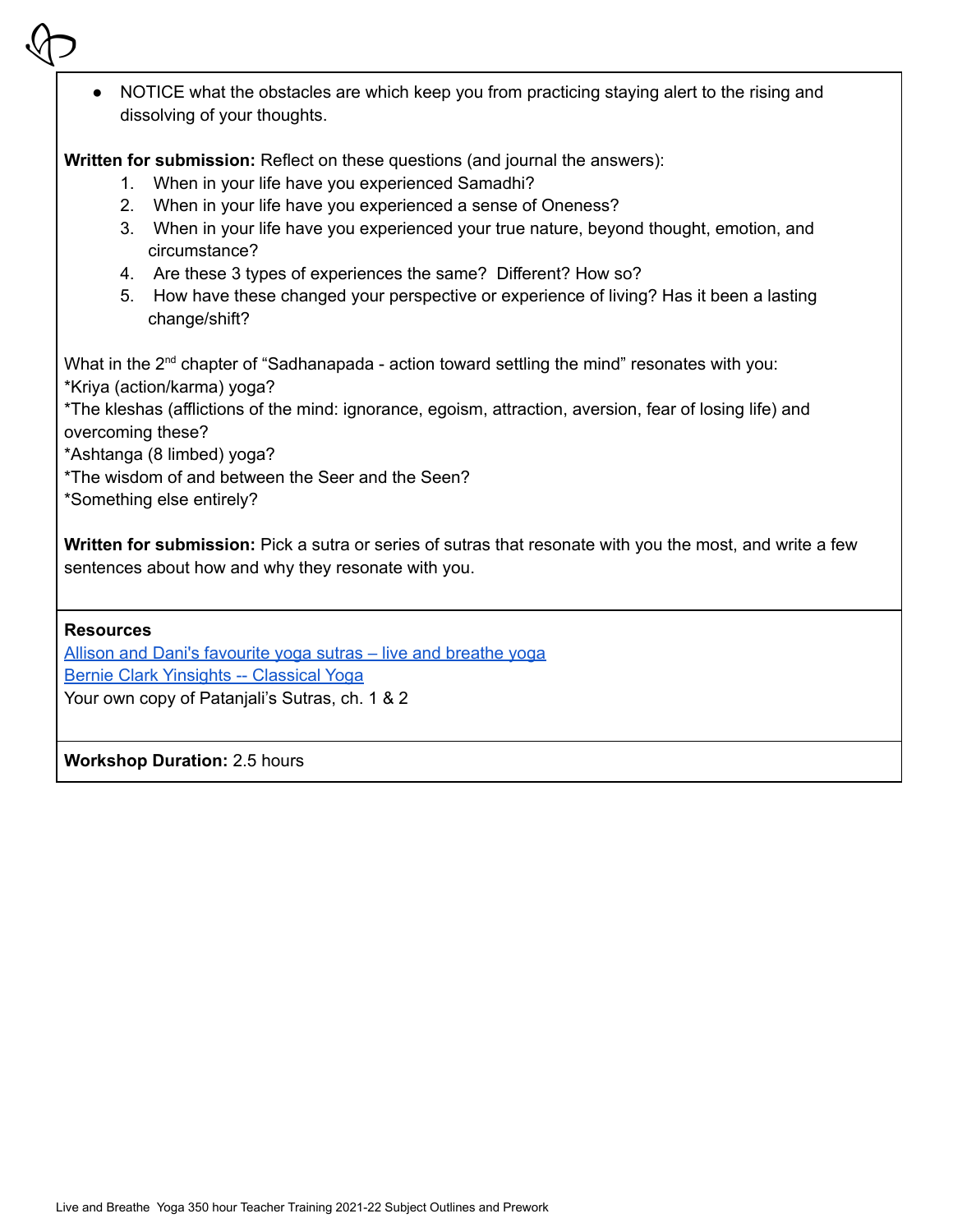- NOTICE what the obstacles are which keep you from practicing staying alert to the rising and dissolving of your thoughts.

**Written for submission:** Reflect on these questions (and journal the answers):

1. When in your life have you experienced Samadhi?
2. When in your life have you experienced a sense of Oneness?
3. When in your life have you experienced your true nature, beyond thought, emotion, and circumstance?
4. Are these 3 types of experiences the same? Different? How so?
5. How have these changed your perspective or experience of living? Has it been a lasting change/shift?

What in the 2nd chapter of "Sadhanapada - action toward settling the mind" resonates with you:
*Kriya (action/karma) yoga?
*The kleshas (afflictions of the mind: ignorance, egoism, attraction, aversion, fear of losing life) and overcoming these?
*Ashtanga (8 limbed) yoga?
*The wisdom of and between the Seer and the Seen?
*Something else entirely?

**Written for submission:** Pick a sutra or series of sutras that resonate with you the most, and write a few sentences about how and why they resonate with you.

**Resources**

Allison and Dani's favourite yoga sutras – live and breathe yoga
Bernie Clark Yinsights -- Classical Yoga
Your own copy of Patanjali's Sutras, ch. 1 & 2

**Workshop Duration:** 2.5 hours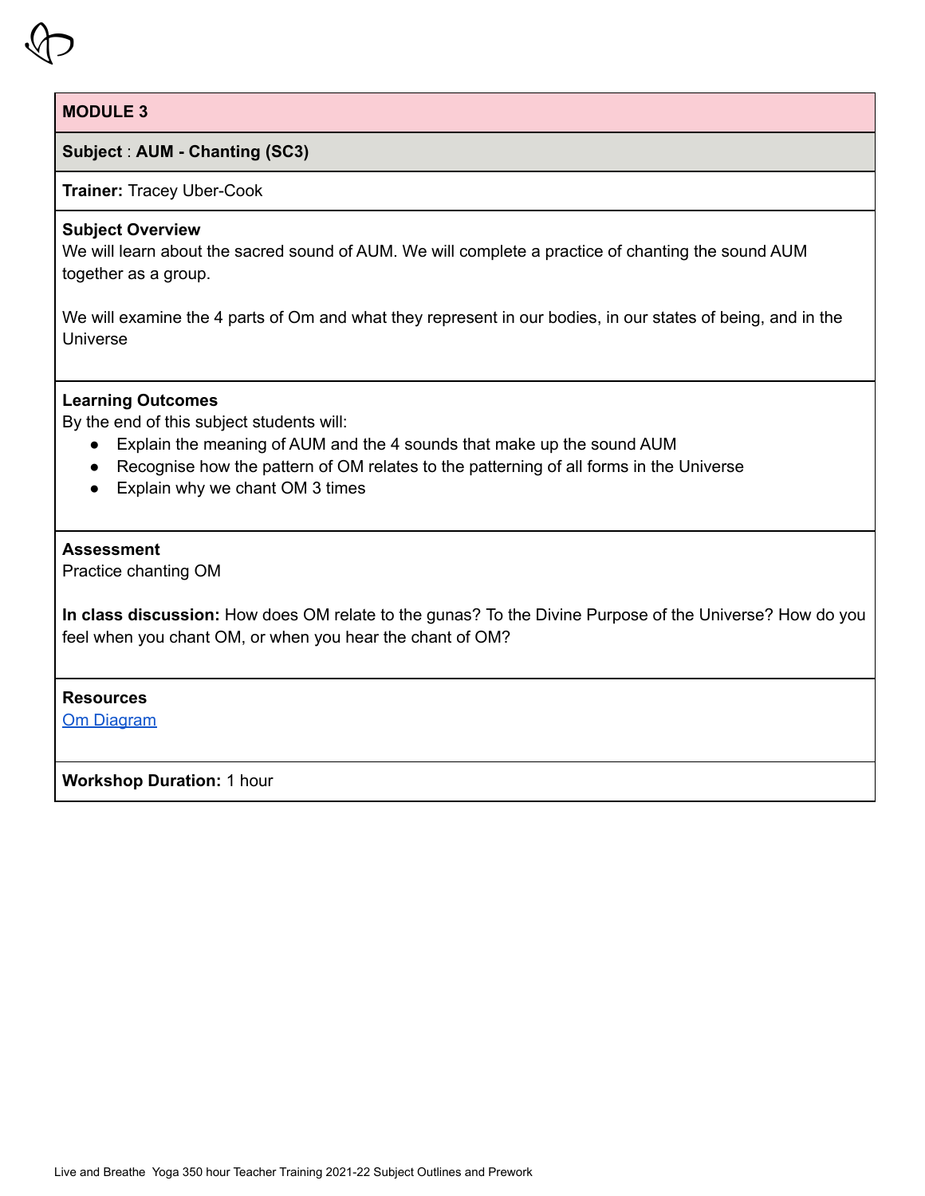## MODULE 3

**Subject** : **AUM - Chanting (SC3)**

**Trainer:** Tracey Uber-Cook

**Subject Overview**

We will learn about the sacred sound of AUM. We will complete a practice of chanting the sound AUM together as a group.

We will examine the 4 parts of Om and what they represent in our bodies, in our states of being, and in the Universe

**Learning Outcomes**

By the end of this subject students will:

- Explain the meaning of AUM and the 4 sounds that make up the sound AUM
- Recognise how the pattern of OM relates to the patterning of all forms in the Universe
- Explain why we chant OM 3 times

**Assessment**

Practice chanting OM

**In class discussion:** How does OM relate to the gunas? To the Divine Purpose of the Universe? How do you feel when you chant OM, or when you hear the chant of OM?

**Resources**

Om Diagram

**Workshop Duration:** 1 hour